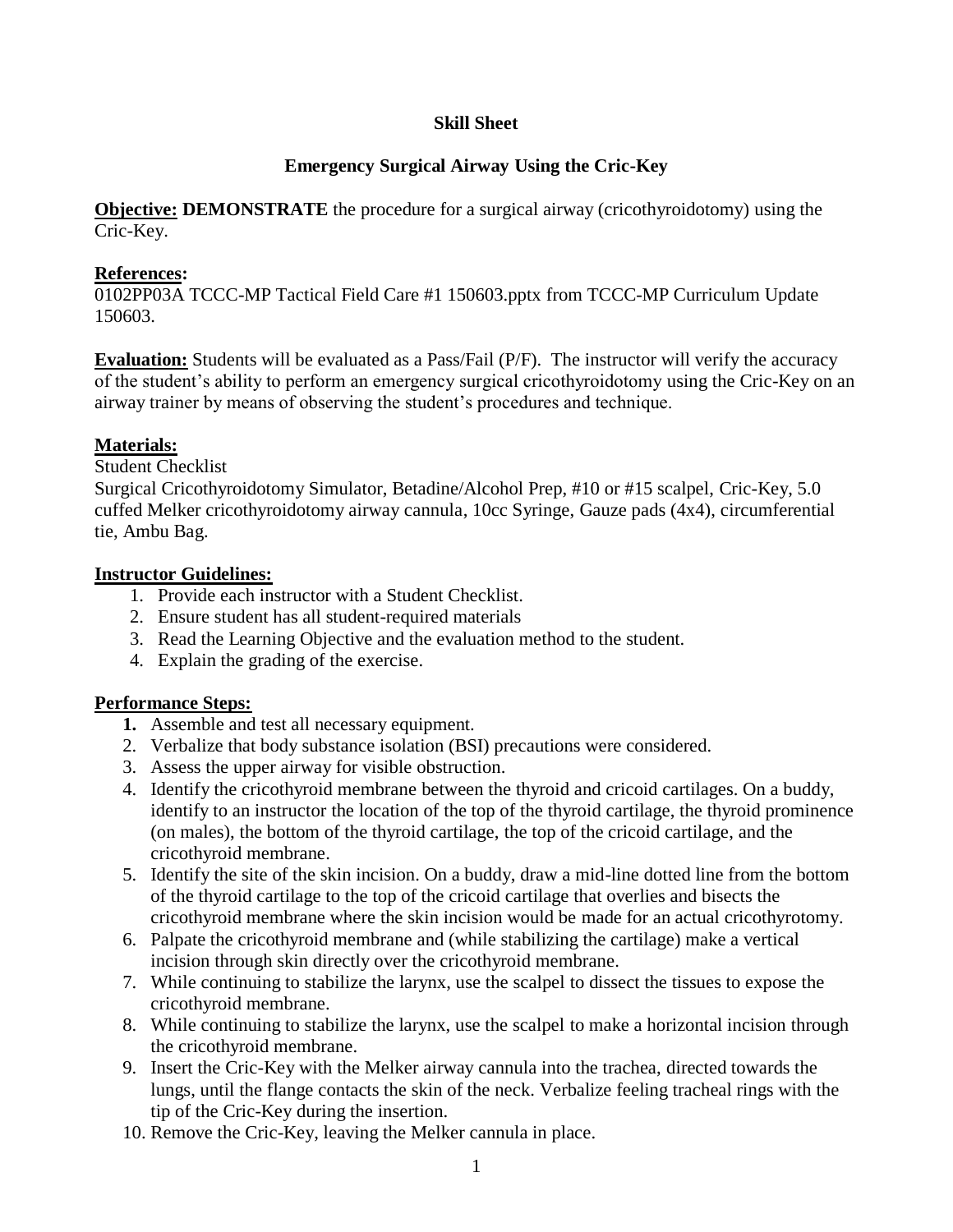**Skill Sheet**

**Emergency Surgical Airway Using the Cric-Key**

**Objective: DEMONSTRATE** the procedure for a surgical airway (cricothyroidotomy) using the Cric-Key.

**References:**
0102PP03A TCCC-MP Tactical Field Care #1 150603.pptx from TCCC-MP Curriculum Update 150603.

**Evaluation:** Students will be evaluated as a Pass/Fail (P/F). The instructor will verify the accuracy of the student's ability to perform an emergency surgical cricothyroidotomy using the Cric-Key on an airway trainer by means of observing the student's procedures and technique.

**Materials:**
Student Checklist
Surgical Cricothyroidotomy Simulator, Betadine/Alcohol Prep, #10 or #15 scalpel, Cric-Key, 5.0 cuffed Melker cricothyroidotomy airway cannula, 10cc Syringe, Gauze pads (4x4), circumferential tie, Ambu Bag.

**Instructor Guidelines:**

1. Provide each instructor with a Student Checklist.
2. Ensure student has all student-required materials
3. Read the Learning Objective and the evaluation method to the student.
4. Explain the grading of the exercise.

**Performance Steps:**

1. Assemble and test all necessary equipment.
2. Verbalize that body substance isolation (BSI) precautions were considered.
3. Assess the upper airway for visible obstruction.
4. Identify the cricothyroid membrane between the thyroid and cricoid cartilages. On a buddy, identify to an instructor the location of the top of the thyroid cartilage, the thyroid prominence (on males), the bottom of the thyroid cartilage, the top of the cricoid cartilage, and the cricothyroid membrane.
5. Identify the site of the skin incision. On a buddy, draw a mid-line dotted line from the bottom of the thyroid cartilage to the top of the cricoid cartilage that overlies and bisects the cricothyroid membrane where the skin incision would be made for an actual cricothyrotomy.
6. Palpate the cricothyroid membrane and (while stabilizing the cartilage) make a vertical incision through skin directly over the cricothyroid membrane.
7. While continuing to stabilize the larynx, use the scalpel to dissect the tissues to expose the cricothyroid membrane.
8. While continuing to stabilize the larynx, use the scalpel to make a horizontal incision through the cricothyroid membrane.
9. Insert the Cric-Key with the Melker airway cannula into the trachea, directed towards the lungs, until the flange contacts the skin of the neck. Verbalize feeling tracheal rings with the tip of the Cric-Key during the insertion.
10. Remove the Cric-Key, leaving the Melker cannula in place.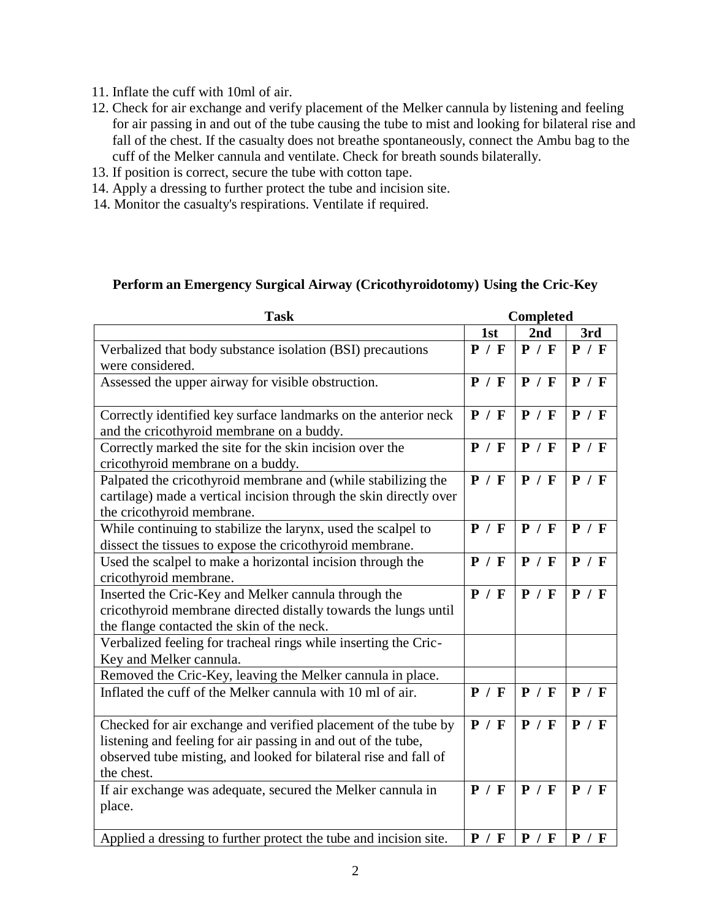11. Inflate the cuff with 10ml of air.
12. Check for air exchange and verify placement of the Melker cannula by listening and feeling for air passing in and out of the tube causing the tube to mist and looking for bilateral rise and fall of the chest. If the casualty does not breathe spontaneously, connect the Ambu bag to the cuff of the Melker cannula and ventilate. Check for breath sounds bilaterally.
13. If position is correct, secure the tube with cotton tape.
14. Apply a dressing to further protect the tube and incision site.
14. Monitor the casualty's respirations. Ventilate if required.

**Perform an Emergency Surgical Airway (Cricothyroidotomy) Using the Cric-Key**

| Task | Completed | | |
|---|---|---|---|
| | 1st | 2nd | 3rd |
| Verbalized that body substance isolation (BSI) precautions were considered. | P / F | P / F | P / F |
| Assessed the upper airway for visible obstruction. | P / F | P / F | P / F |
| Correctly identified key surface landmarks on the anterior neck and the cricothyroid membrane on a buddy. | P / F | P / F | P / F |
| Correctly marked the site for the skin incision over the cricothyroid membrane on a buddy. | P / F | P / F | P / F |
| Palpated the cricothyroid membrane and (while stabilizing the cartilage) made a vertical incision through the skin directly over the cricothyroid membrane. | P / F | P / F | P / F |
| While continuing to stabilize the larynx, used the scalpel to dissect the tissues to expose the cricothyroid membrane. | P / F | P / F | P / F |
| Used the scalpel to make a horizontal incision through the cricothyroid membrane. | P / F | P / F | P / F |
| Inserted the Cric-Key and Melker cannula through the cricothyroid membrane directed distally towards the lungs until the flange contacted the skin of the neck. | P / F | P / F | P / F |
| Verbalized feeling for tracheal rings while inserting the Cric-Key and Melker cannula. | | | |
| Removed the Cric-Key, leaving the Melker cannula in place. | | | |
| Inflated the cuff of the Melker cannula with 10 ml of air. | P / F | P / F | P / F |
| Checked for air exchange and verified placement of the tube by listening and feeling for air passing in and out of the tube, observed tube misting, and looked for bilateral rise and fall of the chest. | P / F | P / F | P / F |
| If air exchange was adequate, secured the Melker cannula in place. | P / F | P / F | P / F |
| Applied a dressing to further protect the tube and incision site. | P / F | P / F | P / F |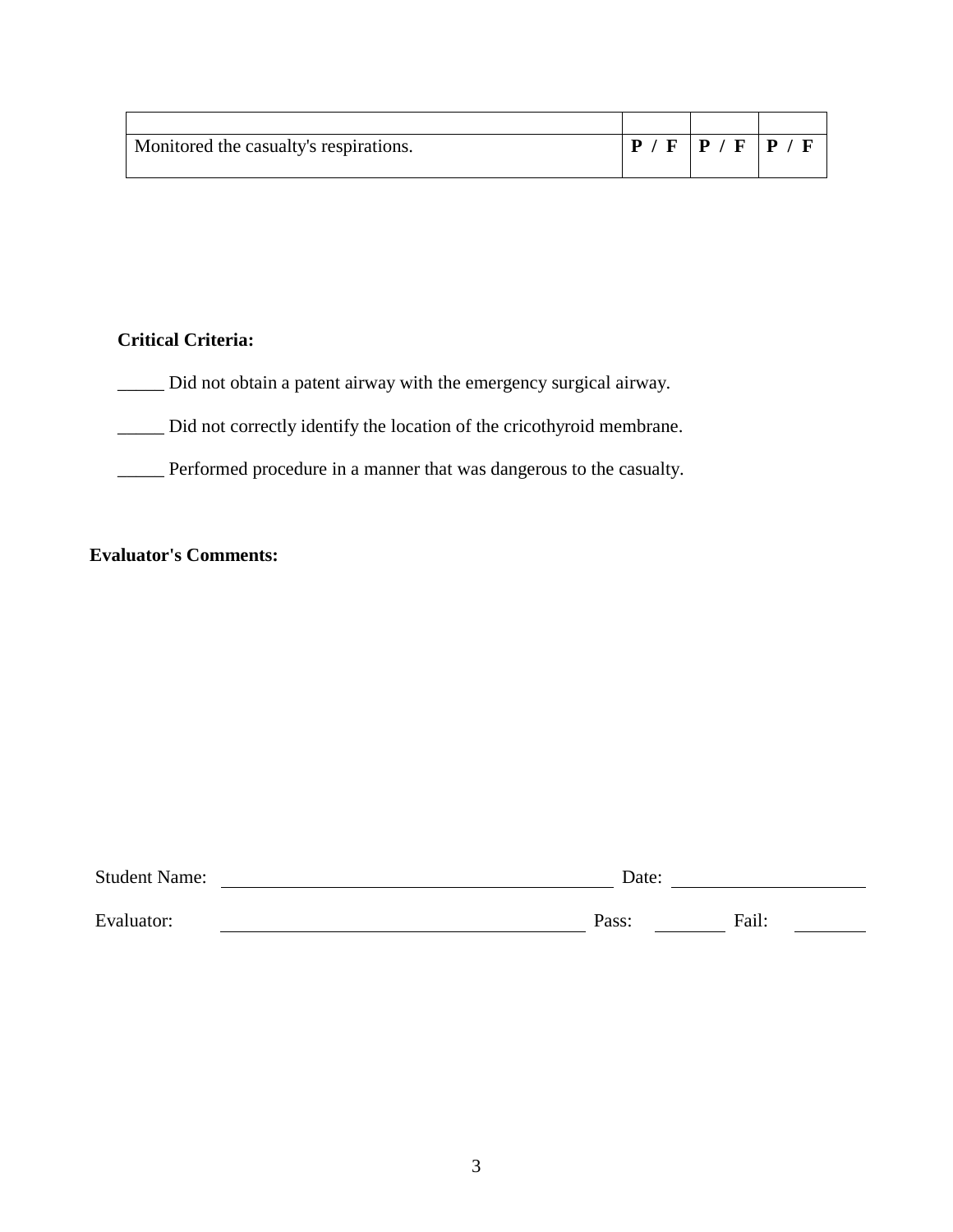| | | | |
|---|---|---|---|
| | | | |
| Monitored the casualty's respirations. | **P / F** | **P / F** | **P / F** |

**Critical Criteria:**

_____ Did not obtain a patent airway with the emergency surgical airway.

_____ Did not correctly identify the location of the cricothyroid membrane.

_____ Performed procedure in a manner that was dangerous to the casualty.

**Evaluator's Comments:**

Student Name: ______________________________ Date: ______________

Evaluator: ______________________________ Pass: ________ Fail: ________